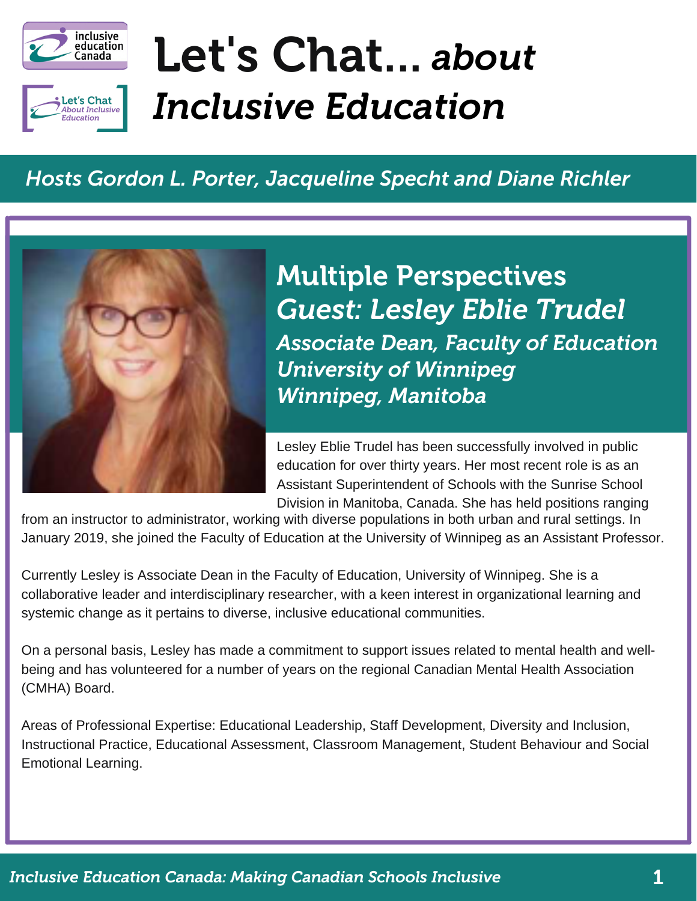# Let's Chat... *about Inclusive Education*

*Hosts Gordon L. Porter, Jacqueline Specht and Diane Richler*

## Multiple Perspectives

### *Guest: Lesley Eblie Trudel*

*Associate Dean, Faculty of Education*
*University of Winnipeg*
*Winnipeg, Manitoba*

Lesley Eblie Trudel has been successfully involved in public education for over thirty years. Her most recent role is as an Assistant Superintendent of Schools with the Sunrise School Division in Manitoba, Canada. She has held positions ranging from an instructor to administrator, working with diverse populations in both urban and rural settings. In January 2019, she joined the Faculty of Education at the University of Winnipeg as an Assistant Professor.

Currently Lesley is Associate Dean in the Faculty of Education, University of Winnipeg. She is a collaborative leader and interdisciplinary researcher, with a keen interest in organizational learning and systemic change as it pertains to diverse, inclusive educational communities.

On a personal basis, Lesley has made a commitment to support issues related to mental health and well-being and has volunteered for a number of years on the regional Canadian Mental Health Association (CMHA) Board.

Areas of Professional Expertise: Educational Leadership, Staff Development, Diversity and Inclusion, Instructional Practice, Educational Assessment, Classroom Management, Student Behaviour and Social Emotional Learning.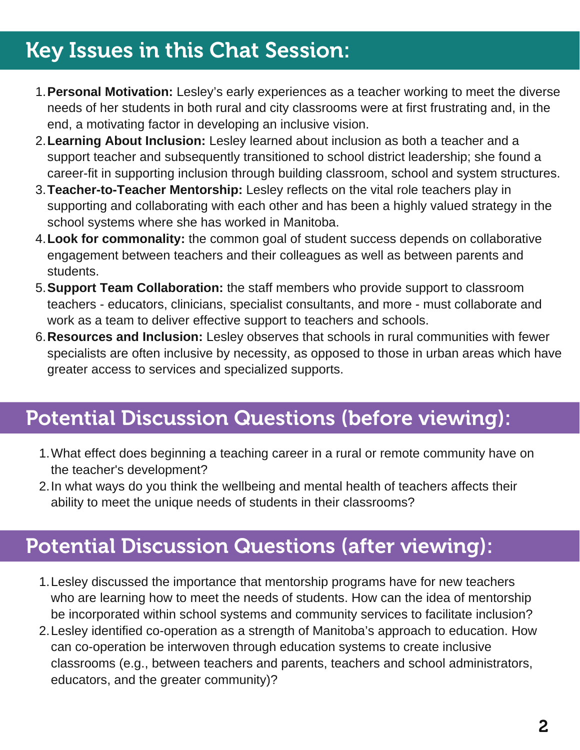## Key Issues in this Chat Session:

1. **Personal Motivation:** Lesley's early experiences as a teacher working to meet the diverse needs of her students in both rural and city classrooms were at first frustrating and, in the end, a motivating factor in developing an inclusive vision.
2. **Learning About Inclusion:** Lesley learned about inclusion as both a teacher and a support teacher and subsequently transitioned to school district leadership; she found a career-fit in supporting inclusion through building classroom, school and system structures.
3. **Teacher-to-Teacher Mentorship:** Lesley reflects on the vital role teachers play in supporting and collaborating with each other and has been a highly valued strategy in the school systems where she has worked in Manitoba.
4. **Look for commonality:** the common goal of student success depends on collaborative engagement between teachers and their colleagues as well as between parents and students.
5. **Support Team Collaboration:** the staff members who provide support to classroom teachers - educators, clinicians, specialist consultants, and more - must collaborate and work as a team to deliver effective support to teachers and schools.
6. **Resources and Inclusion:** Lesley observes that schools in rural communities with fewer specialists are often inclusive by necessity, as opposed to those in urban areas which have greater access to services and specialized supports.

## Potential Discussion Questions (before viewing):

1. What effect does beginning a teaching career in a rural or remote community have on the teacher's development?
2. In what ways do you think the wellbeing and mental health of teachers affects their ability to meet the unique needs of students in their classrooms?

## Potential Discussion Questions (after viewing):

1. Lesley discussed the importance that mentorship programs have for new teachers who are learning how to meet the needs of students. How can the idea of mentorship be incorporated within school systems and community services to facilitate inclusion?
2. Lesley identified co-operation as a strength of Manitoba's approach to education. How can co-operation be interwoven through education systems to create inclusive classrooms (e.g., between teachers and parents, teachers and school administrators, educators, and the greater community)?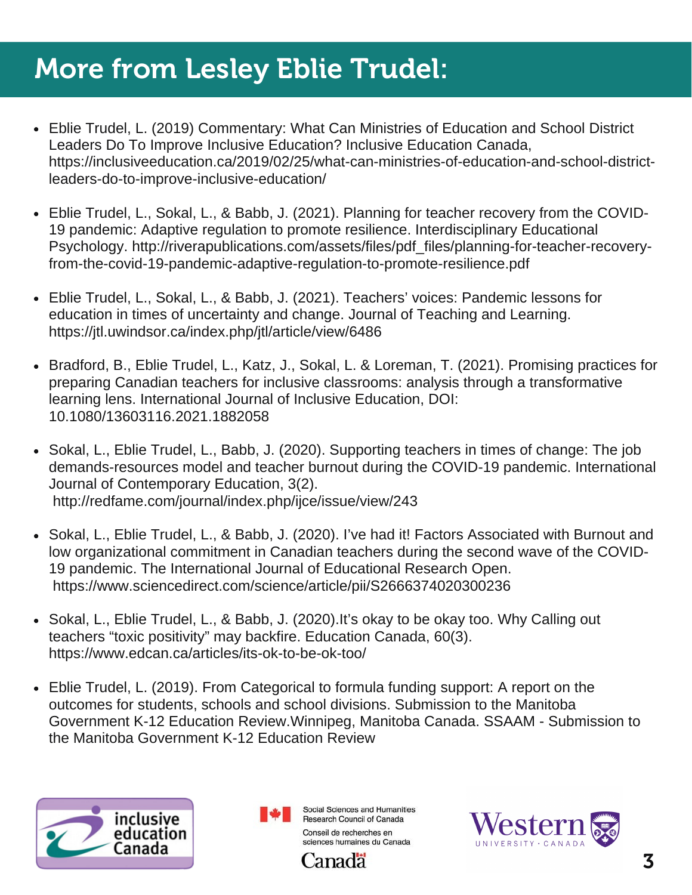# More from Lesley Eblie Trudel:

- Eblie Trudel, L. (2019) Commentary: What Can Ministries of Education and School District Leaders Do To Improve Inclusive Education? Inclusive Education Canada, https://inclusiveeducation.ca/2019/02/25/what-can-ministries-of-education-and-school-district-leaders-do-to-improve-inclusive-education/

- Eblie Trudel, L., Sokal, L., & Babb, J. (2021). Planning for teacher recovery from the COVID-19 pandemic: Adaptive regulation to promote resilience. Interdisciplinary Educational Psychology. http://riverapublications.com/assets/files/pdf_files/planning-for-teacher-recovery-from-the-covid-19-pandemic-adaptive-regulation-to-promote-resilience.pdf

- Eblie Trudel, L., Sokal, L., & Babb, J. (2021). Teachers' voices: Pandemic lessons for education in times of uncertainty and change. Journal of Teaching and Learning. https://jtl.uwindsor.ca/index.php/jtl/article/view/6486

- Bradford, B., Eblie Trudel, L., Katz, J., Sokal, L. & Loreman, T. (2021). Promising practices for preparing Canadian teachers for inclusive classrooms: analysis through a transformative learning lens. International Journal of Inclusive Education, DOI: 10.1080/13603116.2021.1882058

- Sokal, L., Eblie Trudel, L., Babb, J. (2020). Supporting teachers in times of change: The job demands-resources model and teacher burnout during the COVID-19 pandemic. International Journal of Contemporary Education, 3(2). http://redfame.com/journal/index.php/ijce/issue/view/243

- Sokal, L., Eblie Trudel, L., & Babb, J. (2020). I've had it! Factors Associated with Burnout and low organizational commitment in Canadian teachers during the second wave of the COVID-19 pandemic. The International Journal of Educational Research Open. https://www.sciencedirect.com/science/article/pii/S2666374020300236

- Sokal, L., Eblie Trudel, L., & Babb, J. (2020).It's okay to be okay too. Why Calling out teachers "toxic positivity" may backfire. Education Canada, 60(3). https://www.edcan.ca/articles/its-ok-to-be-ok-too/

- Eblie Trudel, L. (2019). From Categorical to formula funding support: A report on the outcomes for students, schools and school divisions. Submission to the Manitoba Government K-12 Education Review.Winnipeg, Manitoba Canada. SSAAM - Submission to the Manitoba Government K-12 Education Review

inclusive education Canada

Social Sciences and Humanities Research Council of Canada
Conseil de recherches en sciences humaines du Canada
Canada

Western UNIVERSITY · CANADA